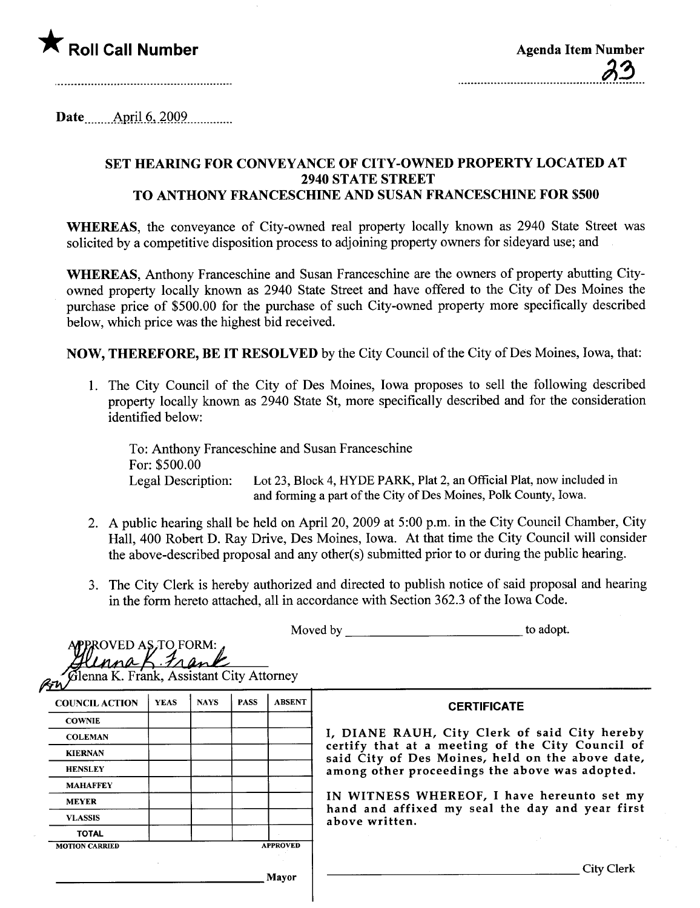★ **Roll Call Number**

**Agenda Item Number**

23

Date April 6, 2009

## SET HEARING FOR CONVEYANCE OF CITY-OWNED PROPERTY LOCATED AT 2940 STATE STREET TO ANTHONY FRANCESCHINE AND SUSAN FRANCESCHINE FOR $500

**WHEREAS**, the conveyance of City-owned real property locally known as 2940 State Street was solicited by a competitive disposition process to adjoining property owners for sideyard use; and

**WHEREAS**, Anthony Franceschine and Susan Franceschine are the owners of property abutting City-owned property locally known as 2940 State Street and have offered to the City of Des Moines the purchase price of $500.00 for the purchase of such City-owned property more specifically described below, which price was the highest bid received.

**NOW, THEREFORE, BE IT RESOLVED** by the City Council of the City of Des Moines, Iowa, that:

1. The City Council of the City of Des Moines, Iowa proposes to sell the following described property locally known as 2940 State St, more specifically described and for the consideration identified below:

   To: Anthony Franceschine and Susan Franceschine
   For: $500.00
   Legal Description: Lot 23, Block 4, HYDE PARK, Plat 2, an Official Plat, now included in and forming a part of the City of Des Moines, Polk County, Iowa.

2. A public hearing shall be held on April 20, 2009 at 5:00 p.m. in the City Council Chamber, City Hall, 400 Robert D. Ray Drive, Des Moines, Iowa. At that time the City Council will consider the above-described proposal and any other(s) submitted prior to or during the public hearing.

3. The City Clerk is hereby authorized and directed to publish notice of said proposal and hearing in the form hereto attached, all in accordance with Section 362.3 of the Iowa Code.

Moved by \_\_\_\_\_\_\_\_\_\_\_\_\_\_\_\_\_\_\_\_\_\_\_\_\_\_ to adopt.

APPROVED AS TO FORM:
Glenna K. Frank
Glenna K. Frank, Assistant City Attorney

| COUNCIL ACTION | YEAS | NAYS | PASS | ABSENT |
|---|---|---|---|---|
| COWNIE | | | | |
| COLEMAN | | | | |
| KIERNAN | | | | |
| HENSLEY | | | | |
| MAHAFFEY | | | | |
| MEYER | | | | |
| VLASSIS | | | | |
| TOTAL | | | | |
| MOTION CARRIED | | | | APPROVED |

\_\_\_\_\_\_\_\_\_\_\_\_\_\_\_\_\_\_\_\_\_\_\_\_\_\_ Mayor

**CERTIFICATE**

I, DIANE RAUH, City Clerk of said City hereby certify that at a meeting of the City Council of said City of Des Moines, held on the above date, among other proceedings the above was adopted.

IN WITNESS WHEREOF, I have hereunto set my hand and affixed my seal the day and year first above written.

\_\_\_\_\_\_\_\_\_\_\_\_\_\_\_\_\_\_\_\_\_\_\_\_\_\_ City Clerk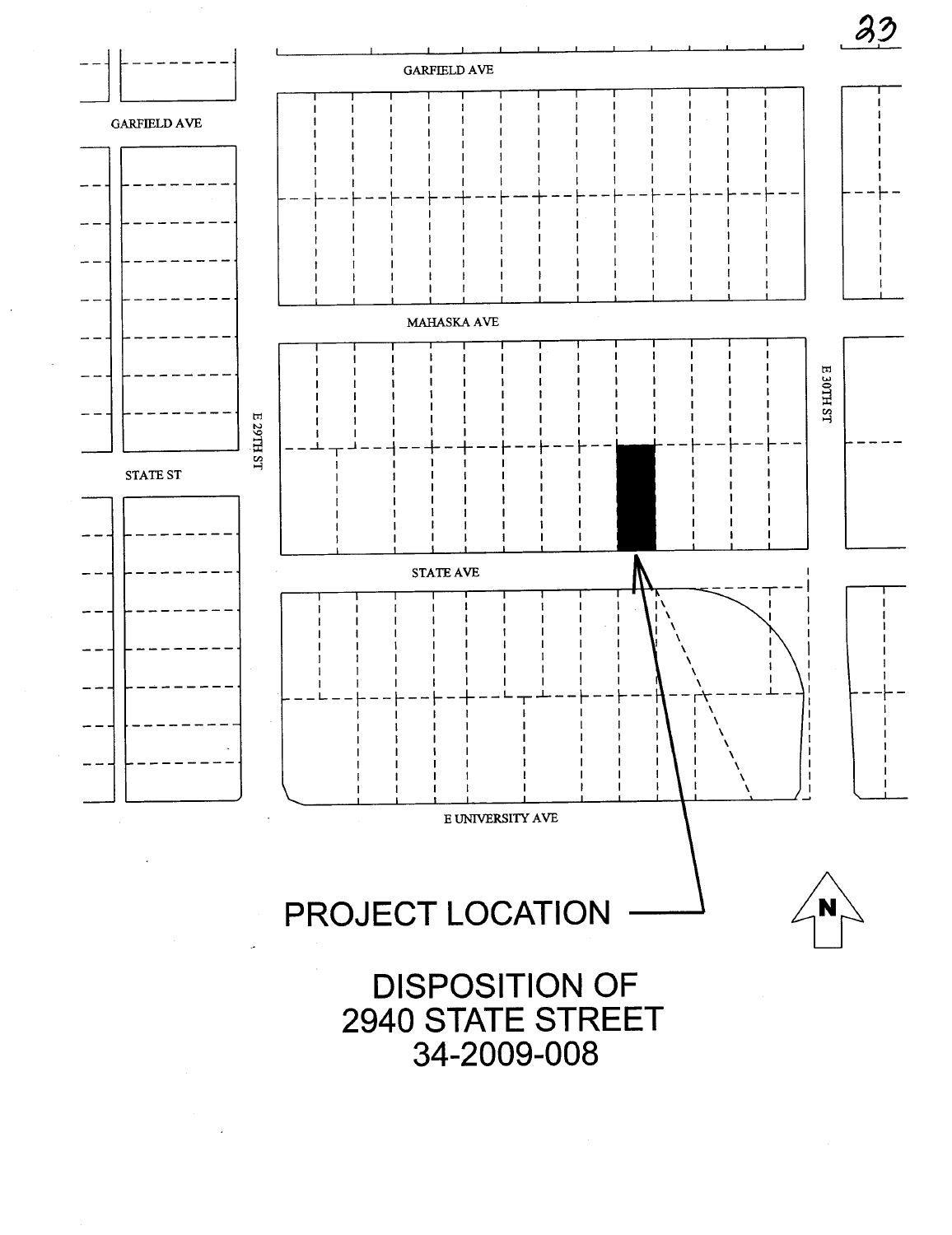GARFIELD AVE

GARFIELD AVE

MAHASKA AVE

E 29TH ST

E 30TH ST

STATE ST

STATE AVE

E UNIVERSITY AVE

PROJECT LOCATION

N

# DISPOSITION OF 2940 STATE STREET 34-2009-008